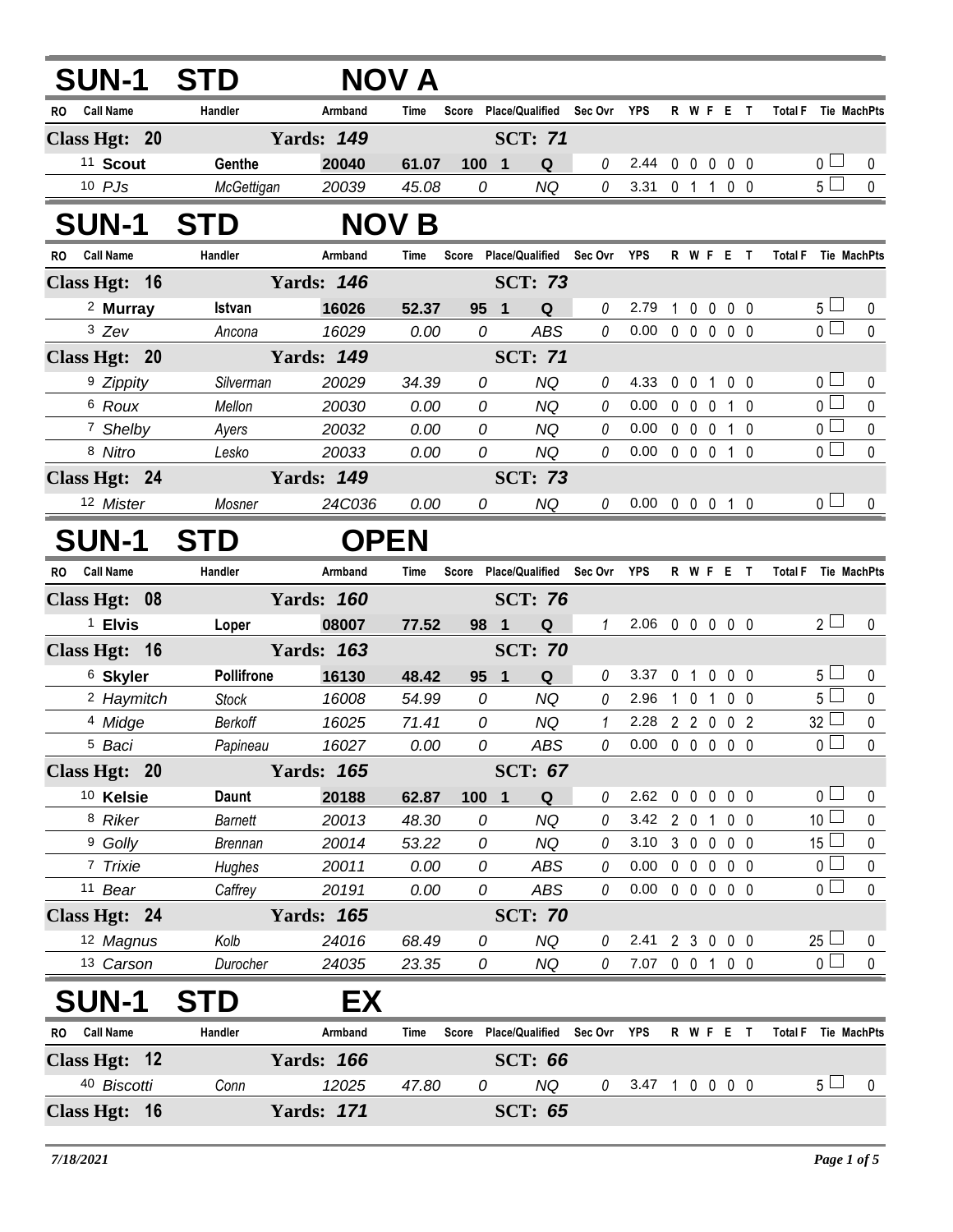## SUN-1 STD NOV A

| RO | Call Name | Handler | Armband | Time | Score | Place/Qualified | | Sec Ovr | YPS | R | W | F | E | T | Total F | Tie | MachPts |
|---|---|---|---|---|---|---|---|---|---|---|---|---|---|---|---|---|---|
| **Class Hgt: 20** | | **Yards: 149** | | | | **SCT: 71** | | | | | | | | | | | |
| 11 | **Scout** | **Genthe** | **20040** | **61.07** | **100** | **1** | **Q** | 0 | 2.44 | 0 | 0 | 0 | 0 | 0 | 0 | ☐ | 0 |
| 10 | *PJs* | *McGettigan* | *20039* | *45.08* | *0* | | *NQ* | 0 | 3.31 | 0 | 1 | 1 | 0 | 0 | 5 | ☐ | 0 |

## SUN-1 STD NOV B

| RO | Call Name | Handler | Armband | Time | Score | Place/Qualified | | Sec Ovr | YPS | R | W | F | E | T | Total F | Tie | MachPts |
|---|---|---|---|---|---|---|---|---|---|---|---|---|---|---|---|---|---|
| **Class Hgt: 16** | | **Yards: 146** | | | | **SCT: 73** | | | | | | | | | | | |
| 2 | **Murray** | **Istvan** | **16026** | **52.37** | **95** | **1** | **Q** | 0 | 2.79 | 1 | 0 | 0 | 0 | 0 | 5 | ☐ | 0 |
| 3 | *Zev* | *Ancona* | *16029* | *0.00* | *0* | | *ABS* | 0 | 0.00 | 0 | 0 | 0 | 0 | 0 | 0 | ☐ | 0 |
| **Class Hgt: 20** | | **Yards: 149** | | | | **SCT: 71** | | | | | | | | | | | |
| 9 | *Zippity* | *Silverman* | *20029* | *34.39* | *0* | | *NQ* | 0 | 4.33 | 0 | 0 | 1 | 0 | 0 | 0 | ☐ | 0 |
| 6 | *Roux* | *Mellon* | *20030* | *0.00* | *0* | | *NQ* | 0 | 0.00 | 0 | 0 | 0 | 1 | 0 | 0 | ☐ | 0 |
| 7 | *Shelby* | *Ayers* | *20032* | *0.00* | *0* | | *NQ* | 0 | 0.00 | 0 | 0 | 0 | 1 | 0 | 0 | ☐ | 0 |
| 8 | *Nitro* | *Lesko* | *20033* | *0.00* | *0* | | *NQ* | 0 | 0.00 | 0 | 0 | 0 | 1 | 0 | 0 | ☐ | 0 |
| **Class Hgt: 24** | | **Yards: 149** | | | | **SCT: 73** | | | | | | | | | | | |
| 12 | *Mister* | *Mosner* | *24C036* | *0.00* | *0* | | *NQ* | 0 | 0.00 | 0 | 0 | 0 | 1 | 0 | 0 | ☐ | 0 |

## SUN-1 STD OPEN

| RO | Call Name | Handler | Armband | Time | Score | Place/Qualified | | Sec Ovr | YPS | R | W | F | E | T | Total F | Tie | MachPts |
|---|---|---|---|---|---|---|---|---|---|---|---|---|---|---|---|---|---|
| **Class Hgt: 08** | | **Yards: 160** | | | | **SCT: 76** | | | | | | | | | | | |
| 1 | **Elvis** | **Loper** | **08007** | **77.52** | **98** | **1** | **Q** | 1 | 2.06 | 0 | 0 | 0 | 0 | 0 | 2 | ☐ | 0 |
| **Class Hgt: 16** | | **Yards: 163** | | | | **SCT: 70** | | | | | | | | | | | |
| 6 | **Skyler** | **Pollifrone** | **16130** | **48.42** | **95** | **1** | **Q** | 0 | 3.37 | 0 | 1 | 0 | 0 | 0 | 5 | ☐ | 0 |
| 2 | *Haymitch* | *Stock* | *16008* | *54.99* | *0* | | *NQ* | 0 | 2.96 | 1 | 0 | 1 | 0 | 0 | 5 | ☐ | 0 |
| 4 | *Midge* | *Berkoff* | *16025* | *71.41* | *0* | | *NQ* | 1 | 2.28 | 2 | 2 | 0 | 0 | 2 | 32 | ☐ | 0 |
| 5 | *Baci* | *Papineau* | *16027* | *0.00* | *0* | | *ABS* | 0 | 0.00 | 0 | 0 | 0 | 0 | 0 | 0 | ☐ | 0 |
| **Class Hgt: 20** | | **Yards: 165** | | | | **SCT: 67** | | | | | | | | | | | |
| 10 | **Kelsie** | **Daunt** | **20188** | **62.87** | **100** | **1** | **Q** | 0 | 2.62 | 0 | 0 | 0 | 0 | 0 | 0 | ☐ | 0 |
| 8 | *Riker* | *Barnett* | *20013* | *48.30* | *0* | | *NQ* | 0 | 3.42 | 2 | 0 | 1 | 0 | 0 | 10 | ☐ | 0 |
| 9 | *Golly* | *Brennan* | *20014* | *53.22* | *0* | | *NQ* | 0 | 3.10 | 3 | 0 | 0 | 0 | 0 | 15 | ☐ | 0 |
| 7 | *Trixie* | *Hughes* | *20011* | *0.00* | *0* | | *ABS* | 0 | 0.00 | 0 | 0 | 0 | 0 | 0 | 0 | ☐ | 0 |
| 11 | *Bear* | *Caffrey* | *20191* | *0.00* | *0* | | *ABS* | 0 | 0.00 | 0 | 0 | 0 | 0 | 0 | 0 | ☐ | 0 |
| **Class Hgt: 24** | | **Yards: 165** | | | | **SCT: 70** | | | | | | | | | | | |
| 12 | *Magnus* | *Kolb* | *24016* | *68.49* | *0* | | *NQ* | 0 | 2.41 | 2 | 3 | 0 | 0 | 0 | 25 | ☐ | 0 |
| 13 | *Carson* | *Durocher* | *24035* | *23.35* | *0* | | *NQ* | 0 | 7.07 | 0 | 0 | 1 | 0 | 0 | 0 | ☐ | 0 |

## SUN-1 STD EX

| RO | Call Name | Handler | Armband | Time | Score | Place/Qualified | | Sec Ovr | YPS | R | W | F | E | T | Total F | Tie | MachPts |
|---|---|---|---|---|---|---|---|---|---|---|---|---|---|---|---|---|---|
| **Class Hgt: 12** | | **Yards: 166** | | | | **SCT: 66** | | | | | | | | | | | |
| 40 | *Biscotti* | *Conn* | *12025* | *47.80* | *0* | | *NQ* | 0 | 3.47 | 1 | 0 | 0 | 0 | 0 | 5 | ☐ | 0 |
| **Class Hgt: 16** | | **Yards: 171** | | | | **SCT: 65** | | | | | | | | | | | |

*7/18/2021*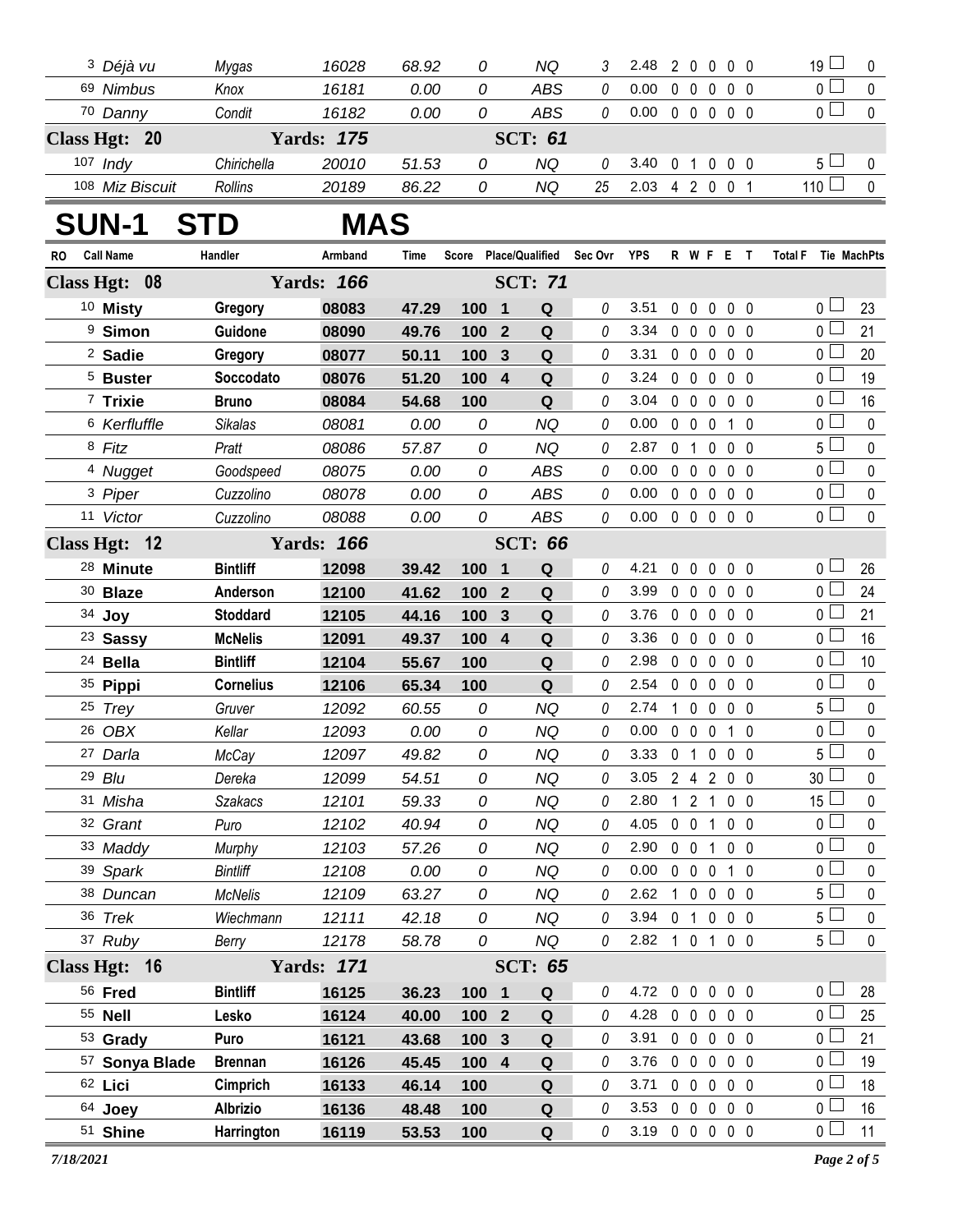| RO | Call Name | Handler | Armband | Time | Score | Place/Qualified | | Sec Ovr | YPS | R | W | F | E | T | Total F | Tie | MachPts |
|---|---|---|---|---|---|---|---|---|---|---|---|---|---|---|---|---|---|
| 3 | Déjà vu | Mygas | 16028 | 68.92 | 0 | | NQ | 3 | 2.48 | 2 | 0 | 0 | 0 | 0 | 19 | | 0 |
| 69 | Nimbus | Knox | 16181 | 0.00 | 0 | | ABS | 0 | 0.00 | 0 | 0 | 0 | 0 | 0 | 0 | | 0 |
| 70 | Danny | Condit | 16182 | 0.00 | 0 | | ABS | 0 | 0.00 | 0 | 0 | 0 | 0 | 0 | 0 | | 0 |
| **Class Hgt: 20** | | **Yards: 175** | | | | **SCT: 61** | | | | | | | | | | | |
| 107 | Indy | Chirichella | 20010 | 51.53 | 0 | | NQ | 0 | 3.40 | 0 | 1 | 0 | 0 | 0 | 5 | | 0 |
| 108 | Miz Biscuit | Rollins | 20189 | 86.22 | 0 | | NQ | 25 | 2.03 | 4 | 2 | 0 | 0 | 1 | 110 | | 0 |

# SUN-1 STD MAS

| RO | Call Name | Handler | Armband | Time | Score | Place/Qualified | | Sec Ovr | YPS | R | W | F | E | T | Total F | Tie | MachPts |
|---|---|---|---|---|---|---|---|---|---|---|---|---|---|---|---|---|---|
| **Class Hgt: 08** | | **Yards: 166** | | | | **SCT: 71** | | | | | | | | | | | |
| 10 | **Misty** | **Gregory** | **08083** | **47.29** | **100** | **1** | **Q** | 0 | 3.51 | 0 | 0 | 0 | 0 | 0 | 0 | | 23 |
| 9 | **Simon** | **Guidone** | **08090** | **49.76** | **100** | **2** | **Q** | 0 | 3.34 | 0 | 0 | 0 | 0 | 0 | 0 | | 21 |
| 2 | **Sadie** | **Gregory** | **08077** | **50.11** | **100** | **3** | **Q** | 0 | 3.31 | 0 | 0 | 0 | 0 | 0 | 0 | | 20 |
| 5 | **Buster** | **Soccodato** | **08076** | **51.20** | **100** | **4** | **Q** | 0 | 3.24 | 0 | 0 | 0 | 0 | 0 | 0 | | 19 |
| 7 | **Trixie** | **Bruno** | **08084** | **54.68** | **100** | | **Q** | 0 | 3.04 | 0 | 0 | 0 | 0 | 0 | 0 | | 16 |
| 6 | Kerfluffle | Sikalas | 08081 | 0.00 | 0 | | NQ | 0 | 0.00 | 0 | 0 | 0 | 1 | 0 | 0 | | 0 |
| 8 | Fitz | Pratt | 08086 | 57.87 | 0 | | NQ | 0 | 2.87 | 0 | 1 | 0 | 0 | 0 | 5 | | 0 |
| 4 | Nugget | Goodspeed | 08075 | 0.00 | 0 | | ABS | 0 | 0.00 | 0 | 0 | 0 | 0 | 0 | 0 | | 0 |
| 3 | Piper | Cuzzolino | 08078 | 0.00 | 0 | | ABS | 0 | 0.00 | 0 | 0 | 0 | 0 | 0 | 0 | | 0 |
| 11 | Victor | Cuzzolino | 08088 | 0.00 | 0 | | ABS | 0 | 0.00 | 0 | 0 | 0 | 0 | 0 | 0 | | 0 |
| **Class Hgt: 12** | | **Yards: 166** | | | | **SCT: 66** | | | | | | | | | | | |
| 28 | **Minute** | **Bintliff** | **12098** | **39.42** | **100** | **1** | **Q** | 0 | 4.21 | 0 | 0 | 0 | 0 | 0 | 0 | | 26 |
| 30 | **Blaze** | **Anderson** | **12100** | **41.62** | **100** | **2** | **Q** | 0 | 3.99 | 0 | 0 | 0 | 0 | 0 | 0 | | 24 |
| 34 | **Joy** | **Stoddard** | **12105** | **44.16** | **100** | **3** | **Q** | 0 | 3.76 | 0 | 0 | 0 | 0 | 0 | 0 | | 21 |
| 23 | **Sassy** | **McNelis** | **12091** | **49.37** | **100** | **4** | **Q** | 0 | 3.36 | 0 | 0 | 0 | 0 | 0 | 0 | | 16 |
| 24 | **Bella** | **Bintliff** | **12104** | **55.67** | **100** | | **Q** | 0 | 2.98 | 0 | 0 | 0 | 0 | 0 | 0 | | 10 |
| 35 | **Pippi** | **Cornelius** | **12106** | **65.34** | **100** | | **Q** | 0 | 2.54 | 0 | 0 | 0 | 0 | 0 | 0 | | 0 |
| 25 | Trey | Gruver | 12092 | 60.55 | 0 | | NQ | 0 | 2.74 | 1 | 0 | 0 | 0 | 0 | 5 | | 0 |
| 26 | OBX | Kellar | 12093 | 0.00 | 0 | | NQ | 0 | 0.00 | 0 | 0 | 0 | 1 | 0 | 0 | | 0 |
| 27 | Darla | McCay | 12097 | 49.82 | 0 | | NQ | 0 | 3.33 | 0 | 1 | 0 | 0 | 0 | 5 | | 0 |
| 29 | Blu | Dereka | 12099 | 54.51 | 0 | | NQ | 0 | 3.05 | 2 | 4 | 2 | 0 | 0 | 30 | | 0 |
| 31 | Misha | Szakacs | 12101 | 59.33 | 0 | | NQ | 0 | 2.80 | 1 | 2 | 1 | 0 | 0 | 15 | | 0 |
| 32 | Grant | Puro | 12102 | 40.94 | 0 | | NQ | 0 | 4.05 | 0 | 0 | 1 | 0 | 0 | 0 | | 0 |
| 33 | Maddy | Murphy | 12103 | 57.26 | 0 | | NQ | 0 | 2.90 | 0 | 0 | 1 | 0 | 0 | 0 | | 0 |
| 39 | Spark | Bintliff | 12108 | 0.00 | 0 | | NQ | 0 | 0.00 | 0 | 0 | 0 | 1 | 0 | 0 | | 0 |
| 38 | Duncan | McNelis | 12109 | 63.27 | 0 | | NQ | 0 | 2.62 | 1 | 0 | 0 | 0 | 0 | 5 | | 0 |
| 36 | Trek | Wiechmann | 12111 | 42.18 | 0 | | NQ | 0 | 3.94 | 0 | 1 | 0 | 0 | 0 | 5 | | 0 |
| 37 | Ruby | Berry | 12178 | 58.78 | 0 | | NQ | 0 | 2.82 | 1 | 0 | 1 | 0 | 0 | 5 | | 0 |
| **Class Hgt: 16** | | **Yards: 171** | | | | **SCT: 65** | | | | | | | | | | | |
| 56 | **Fred** | **Bintliff** | **16125** | **36.23** | **100** | **1** | **Q** | 0 | 4.72 | 0 | 0 | 0 | 0 | 0 | 0 | | 28 |
| 55 | **Nell** | **Lesko** | **16124** | **40.00** | **100** | **2** | **Q** | 0 | 4.28 | 0 | 0 | 0 | 0 | 0 | 0 | | 25 |
| 53 | **Grady** | **Puro** | **16121** | **43.68** | **100** | **3** | **Q** | 0 | 3.91 | 0 | 0 | 0 | 0 | 0 | 0 | | 21 |
| 57 | **Sonya Blade** | **Brennan** | **16126** | **45.45** | **100** | **4** | **Q** | 0 | 3.76 | 0 | 0 | 0 | 0 | 0 | 0 | | 19 |
| 62 | **Lici** | **Cimprich** | **16133** | **46.14** | **100** | | **Q** | 0 | 3.71 | 0 | 0 | 0 | 0 | 0 | 0 | | 18 |
| 64 | **Joey** | **Albrizio** | **16136** | **48.48** | **100** | | **Q** | 0 | 3.53 | 0 | 0 | 0 | 0 | 0 | 0 | | 16 |
| 51 | **Shine** | **Harrington** | **16119** | **53.53** | **100** | | **Q** | 0 | 3.19 | 0 | 0 | 0 | 0 | 0 | 0 | | 11 |

*7/18/2021*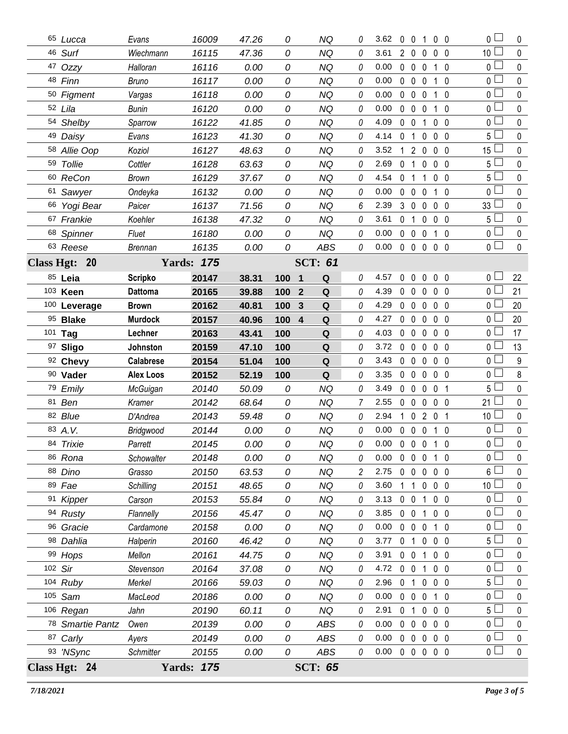| # | Dog | Handler | Reg | Time | Score | Place | Result | Time Faults | YPS | R | F | E | W | T | Total Faults | Points |
|---|---|---|---|---|---|---|---|---|---|---|---|---|---|---|---|---|
| 65 | *Lucca* | Evans | 16009 | 47.26 | 0 | | NQ | 0 | 3.62 | 0 | 0 | 1 | 0 | 0 | 0 | 0 |
| 46 | *Surf* | Wiechmann | 16115 | 47.36 | 0 | | NQ | 0 | 3.61 | 2 | 0 | 0 | 0 | 0 | 10 | 0 |
| 47 | *Ozzy* | Halloran | 16116 | 0.00 | 0 | | NQ | 0 | 0.00 | 0 | 0 | 0 | 1 | 0 | 0 | 0 |
| 48 | *Finn* | Bruno | 16117 | 0.00 | 0 | | NQ | 0 | 0.00 | 0 | 0 | 0 | 1 | 0 | 0 | 0 |
| 50 | *Figment* | Vargas | 16118 | 0.00 | 0 | | NQ | 0 | 0.00 | 0 | 0 | 0 | 1 | 0 | 0 | 0 |
| 52 | *Lila* | Bunin | 16120 | 0.00 | 0 | | NQ | 0 | 0.00 | 0 | 0 | 0 | 1 | 0 | 0 | 0 |
| 54 | *Shelby* | Sparrow | 16122 | 41.85 | 0 | | NQ | 0 | 4.09 | 0 | 0 | 1 | 0 | 0 | 0 | 0 |
| 49 | *Daisy* | Evans | 16123 | 41.30 | 0 | | NQ | 0 | 4.14 | 0 | 1 | 0 | 0 | 0 | 5 | 0 |
| 58 | *Allie Oop* | Koziol | 16127 | 48.63 | 0 | | NQ | 0 | 3.52 | 1 | 2 | 0 | 0 | 0 | 15 | 0 |
| 59 | *Tollie* | Cottler | 16128 | 63.63 | 0 | | NQ | 0 | 2.69 | 0 | 1 | 0 | 0 | 0 | 5 | 0 |
| 60 | *ReCon* | Brown | 16129 | 37.67 | 0 | | NQ | 0 | 4.54 | 0 | 1 | 1 | 0 | 0 | 5 | 0 |
| 61 | *Sawyer* | Ondeyka | 16132 | 0.00 | 0 | | NQ | 0 | 0.00 | 0 | 0 | 0 | 1 | 0 | 0 | 0 |
| 66 | *Yogi Bear* | Paicer | 16137 | 71.56 | 0 | | NQ | 6 | 2.39 | 3 | 0 | 0 | 0 | 0 | 33 | 0 |
| 67 | *Frankie* | Koehler | 16138 | 47.32 | 0 | | NQ | 0 | 3.61 | 0 | 1 | 0 | 0 | 0 | 5 | 0 |
| 68 | *Spinner* | Fluet | 16180 | 0.00 | 0 | | NQ | 0 | 0.00 | 0 | 0 | 0 | 1 | 0 | 0 | 0 |
| 63 | *Reese* | Brennan | 16135 | 0.00 | 0 | | ABS | 0 | 0.00 | 0 | 0 | 0 | 0 | 0 | 0 | 0 |
| **Class Hgt: 20** | | **Yards: 175** | | | | | **SCT: 61** | | | | | | | | | |
| 85 | **Leia** | **Scripko** | **20147** | **38.31** | **100** | **1** | **Q** | 0 | 4.57 | 0 | 0 | 0 | 0 | 0 | 0 | 22 |
| 103 | **Keen** | **Dattoma** | **20165** | **39.88** | **100** | **2** | **Q** | 0 | 4.39 | 0 | 0 | 0 | 0 | 0 | 0 | 21 |
| 100 | **Leverage** | **Brown** | **20162** | **40.81** | **100** | **3** | **Q** | 0 | 4.29 | 0 | 0 | 0 | 0 | 0 | 0 | 20 |
| 95 | **Blake** | **Murdock** | **20157** | **40.96** | **100** | **4** | **Q** | 0 | 4.27 | 0 | 0 | 0 | 0 | 0 | 0 | 20 |
| 101 | **Tag** | **Lechner** | **20163** | **43.41** | **100** | | **Q** | 0 | 4.03 | 0 | 0 | 0 | 0 | 0 | 0 | 17 |
| 97 | **Sligo** | **Johnston** | **20159** | **47.10** | **100** | | **Q** | 0 | 3.72 | 0 | 0 | 0 | 0 | 0 | 0 | 13 |
| 92 | **Chevy** | **Calabrese** | **20154** | **51.04** | **100** | | **Q** | 0 | 3.43 | 0 | 0 | 0 | 0 | 0 | 0 | 9 |
| 90 | **Vader** | **Alex Loos** | **20152** | **52.19** | **100** | | **Q** | 0 | 3.35 | 0 | 0 | 0 | 0 | 0 | 0 | 8 |
| 79 | *Emily* | McGuigan | 20140 | 50.09 | 0 | | NQ | 0 | 3.49 | 0 | 0 | 0 | 0 | 1 | 5 | 0 |
| 81 | *Ben* | Kramer | 20142 | 68.64 | 0 | | NQ | 7 | 2.55 | 0 | 0 | 0 | 0 | 0 | 21 | 0 |
| 82 | *Blue* | D'Andrea | 20143 | 59.48 | 0 | | NQ | 0 | 2.94 | 1 | 0 | 2 | 0 | 1 | 10 | 0 |
| 83 | *A.V.* | Bridgwood | 20144 | 0.00 | 0 | | NQ | 0 | 0.00 | 0 | 0 | 0 | 1 | 0 | 0 | 0 |
| 84 | *Trixie* | Parrett | 20145 | 0.00 | 0 | | NQ | 0 | 0.00 | 0 | 0 | 0 | 1 | 0 | 0 | 0 |
| 86 | *Rona* | Schowalter | 20148 | 0.00 | 0 | | NQ | 0 | 0.00 | 0 | 0 | 0 | 1 | 0 | 0 | 0 |
| 88 | *Dino* | Grasso | 20150 | 63.53 | 0 | | NQ | 2 | 2.75 | 0 | 0 | 0 | 0 | 0 | 6 | 0 |
| 89 | *Fae* | Schilling | 20151 | 48.65 | 0 | | NQ | 0 | 3.60 | 1 | 1 | 0 | 0 | 0 | 10 | 0 |
| 91 | *Kipper* | Carson | 20153 | 55.84 | 0 | | NQ | 0 | 3.13 | 0 | 0 | 1 | 0 | 0 | 0 | 0 |
| 94 | *Rusty* | Flannelly | 20156 | 45.47 | 0 | | NQ | 0 | 3.85 | 0 | 0 | 1 | 0 | 0 | 0 | 0 |
| 96 | *Gracie* | Cardamone | 20158 | 0.00 | 0 | | NQ | 0 | 0.00 | 0 | 0 | 0 | 1 | 0 | 0 | 0 |
| 98 | *Dahlia* | Halperin | 20160 | 46.42 | 0 | | NQ | 0 | 3.77 | 0 | 1 | 0 | 0 | 0 | 5 | 0 |
| 99 | *Hops* | Mellon | 20161 | 44.75 | 0 | | NQ | 0 | 3.91 | 0 | 0 | 1 | 0 | 0 | 0 | 0 |
| 102 | *Sir* | Stevenson | 20164 | 37.08 | 0 | | NQ | 0 | 4.72 | 0 | 0 | 1 | 0 | 0 | 0 | 0 |
| 104 | *Ruby* | Merkel | 20166 | 59.03 | 0 | | NQ | 0 | 2.96 | 0 | 1 | 0 | 0 | 0 | 5 | 0 |
| 105 | *Sam* | MacLeod | 20186 | 0.00 | 0 | | NQ | 0 | 0.00 | 0 | 0 | 0 | 1 | 0 | 0 | 0 |
| 106 | *Regan* | Jahn | 20190 | 60.11 | 0 | | NQ | 0 | 2.91 | 0 | 1 | 0 | 0 | 0 | 5 | 0 |
| 78 | *Smartie Pantz* | Owen | 20139 | 0.00 | 0 | | ABS | 0 | 0.00 | 0 | 0 | 0 | 0 | 0 | 0 | 0 |
| 87 | *Carly* | Ayers | 20149 | 0.00 | 0 | | ABS | 0 | 0.00 | 0 | 0 | 0 | 0 | 0 | 0 | 0 |
| 93 | *'NSync* | Schmitter | 20155 | 0.00 | 0 | | ABS | 0 | 0.00 | 0 | 0 | 0 | 0 | 0 | 0 | 0 |
| **Class Hgt: 24** | | **Yards: 175** | | | | | **SCT: 65** | | | | | | | | | |

*7/18/2021*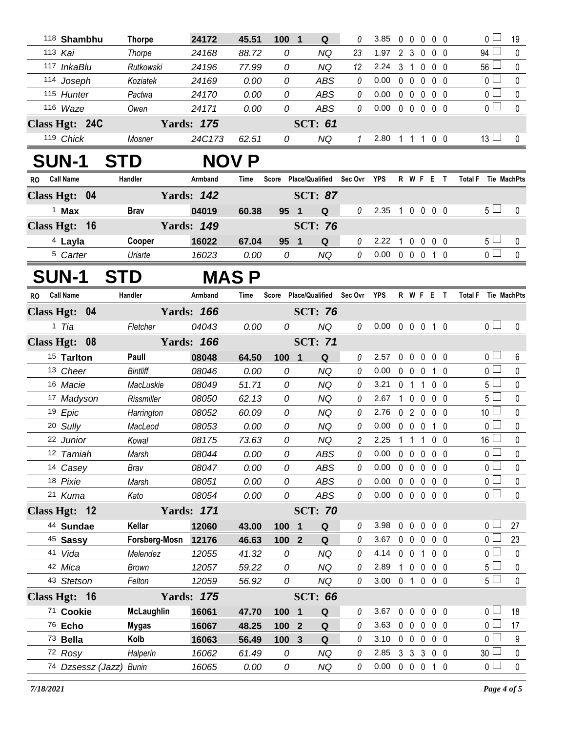| RO | Call Name | Handler | Armband | Time | Score | Place/Qualified | | Sec Ovr | YPS | R | W | F | E | T | Total F | Tie | MachPts |
|---|---|---|---|---|---|---|---|---|---|---|---|---|---|---|---|---|---|
| 118 | **Shambhu** | **Thorpe** | **24172** | **45.51** | **100** | **1** | **Q** | 0 | 3.85 | 0 | 0 | 0 | 0 | 0 | 0 | | 19 |
| 113 | *Kai* | *Thorpe* | *24168* | *88.72* | *0* | | *NQ* | 23 | 1.97 | 2 | 3 | 0 | 0 | 0 | 94 | | 0 |
| 117 | *InkaBlu* | *Rutkowski* | *24196* | *77.99* | *0* | | *NQ* | 12 | 2.24 | 3 | 1 | 0 | 0 | 0 | 56 | | 0 |
| 114 | *Joseph* | *Koziatek* | *24169* | *0.00* | *0* | | *ABS* | 0 | 0.00 | 0 | 0 | 0 | 0 | 0 | 0 | | 0 |
| 115 | *Hunter* | *Pactwa* | *24170* | *0.00* | *0* | | *ABS* | 0 | 0.00 | 0 | 0 | 0 | 0 | 0 | 0 | | 0 |
| 116 | *Waze* | *Owen* | *24171* | *0.00* | *0* | | *ABS* | 0 | 0.00 | 0 | 0 | 0 | 0 | 0 | 0 | | 0 |
| **Class Hgt: 24C** | | **Yards: 175** | | | | **SCT: 61** | | | | | | | | | | | |
| 119 | *Chick* | *Mosner* | *24C173* | *62.51* | *0* | | *NQ* | 1 | 2.80 | 1 | 1 | 1 | 0 | 0 | 13 | | 0 |

# SUN-1 STD NOV P

| RO | Call Name | Handler | Armband | Time | Score | Place/Qualified | | Sec Ovr | YPS | R | W | F | E | T | Total F | Tie | MachPts |
|---|---|---|---|---|---|---|---|---|---|---|---|---|---|---|---|---|---|
| **Class Hgt: 04** | | **Yards: 142** | | | | **SCT: 87** | | | | | | | | | | | |
| 1 | **Max** | **Brav** | **04019** | **60.38** | **95** | **1** | **Q** | 0 | 2.35 | 1 | 0 | 0 | 0 | 0 | 5 | | 0 |
| **Class Hgt: 16** | | **Yards: 149** | | | | **SCT: 76** | | | | | | | | | | | |
| 4 | **Layla** | **Cooper** | **16022** | **67.04** | **95** | **1** | **Q** | 0 | 2.22 | 1 | 0 | 0 | 0 | 0 | 5 | | 0 |
| 5 | *Carter* | *Uriarte* | *16023* | *0.00* | *0* | | *NQ* | 0 | 0.00 | 0 | 0 | 0 | 1 | 0 | 0 | | 0 |

# SUN-1 STD MAS P

| RO | Call Name | Handler | Armband | Time | Score | Place/Qualified | | Sec Ovr | YPS | R | W | F | E | T | Total F | Tie | MachPts |
|---|---|---|---|---|---|---|---|---|---|---|---|---|---|---|---|---|---|
| **Class Hgt: 04** | | **Yards: 166** | | | | **SCT: 76** | | | | | | | | | | | |
| 1 | *Tia* | *Fletcher* | *04043* | *0.00* | *0* | | *NQ* | 0 | 0.00 | 0 | 0 | 0 | 1 | 0 | 0 | | 0 |
| **Class Hgt: 08** | | **Yards: 166** | | | | **SCT: 71** | | | | | | | | | | | |
| 15 | **Tarlton** | **Paull** | **08048** | **64.50** | **100** | **1** | **Q** | 0 | 2.57 | 0 | 0 | 0 | 0 | 0 | 0 | | 6 |
| 13 | *Cheer* | *Bintliff* | *08046* | *0.00* | *0* | | *NQ* | 0 | 0.00 | 0 | 0 | 0 | 1 | 0 | 0 | | 0 |
| 16 | *Macie* | *MacLuskie* | *08049* | *51.71* | *0* | | *NQ* | 0 | 3.21 | 0 | 1 | 1 | 0 | 0 | 5 | | 0 |
| 17 | *Madyson* | *Rissmiller* | *08050* | *62.13* | *0* | | *NQ* | 0 | 2.67 | 1 | 0 | 0 | 0 | 0 | 5 | | 0 |
| 19 | *Epic* | *Harrington* | *08052* | *60.09* | *0* | | *NQ* | 0 | 2.76 | 0 | 2 | 0 | 0 | 0 | 10 | | 0 |
| 20 | *Sully* | *MacLeod* | *08053* | *0.00* | *0* | | *NQ* | 0 | 0.00 | 0 | 0 | 0 | 1 | 0 | 0 | | 0 |
| 22 | *Junior* | *Kowal* | *08175* | *73.63* | *0* | | *NQ* | 2 | 2.25 | 1 | 1 | 1 | 0 | 0 | 16 | | 0 |
| 12 | *Tamiah* | *Marsh* | *08044* | *0.00* | *0* | | *ABS* | 0 | 0.00 | 0 | 0 | 0 | 0 | 0 | 0 | | 0 |
| 14 | *Casey* | *Brav* | *08047* | *0.00* | *0* | | *ABS* | 0 | 0.00 | 0 | 0 | 0 | 0 | 0 | 0 | | 0 |
| 18 | *Pixie* | *Marsh* | *08051* | *0.00* | *0* | | *ABS* | 0 | 0.00 | 0 | 0 | 0 | 0 | 0 | 0 | | 0 |
| 21 | *Kuma* | *Kato* | *08054* | *0.00* | *0* | | *ABS* | 0 | 0.00 | 0 | 0 | 0 | 0 | 0 | 0 | | 0 |
| **Class Hgt: 12** | | **Yards: 171** | | | | **SCT: 70** | | | | | | | | | | | |
| 44 | **Sundae** | **Kellar** | **12060** | **43.00** | **100** | **1** | **Q** | 0 | 3.98 | 0 | 0 | 0 | 0 | 0 | 0 | | 27 |
| 45 | **Sassy** | **Forsberg-Mosn** | **12176** | **46.63** | **100** | **2** | **Q** | 0 | 3.67 | 0 | 0 | 0 | 0 | 0 | 0 | | 23 |
| 41 | *Vida* | *Melendez* | *12055* | *41.32* | *0* | | *NQ* | 0 | 4.14 | 0 | 0 | 1 | 0 | 0 | 0 | | 0 |
| 42 | *Mica* | *Brown* | *12057* | *59.22* | *0* | | *NQ* | 0 | 2.89 | 1 | 0 | 0 | 0 | 0 | 5 | | 0 |
| 43 | *Stetson* | *Felton* | *12059* | *56.92* | *0* | | *NQ* | 0 | 3.00 | 0 | 1 | 0 | 0 | 0 | 5 | | 0 |
| **Class Hgt: 16** | | **Yards: 175** | | | | **SCT: 66** | | | | | | | | | | | |
| 71 | **Cookie** | **McLaughlin** | **16061** | **47.70** | **100** | **1** | **Q** | 0 | 3.67 | 0 | 0 | 0 | 0 | 0 | 0 | | 18 |
| 76 | **Echo** | **Mygas** | **16067** | **48.25** | **100** | **2** | **Q** | 0 | 3.63 | 0 | 0 | 0 | 0 | 0 | 0 | | 17 |
| 73 | **Bella** | **Kolb** | **16063** | **56.49** | **100** | **3** | **Q** | 0 | 3.10 | 0 | 0 | 0 | 0 | 0 | 0 | | 9 |
| 72 | *Rosy* | *Halperin* | *16062* | *61.49* | *0* | | *NQ* | 0 | 2.85 | 3 | 3 | 3 | 0 | 0 | 30 | | 0 |
| 74 | *Dzsessz (Jazz)* | *Bunin* | *16065* | *0.00* | *0* | | *NQ* | 0 | 0.00 | 0 | 0 | 0 | 1 | 0 | 0 | | 0 |

*7/18/2021*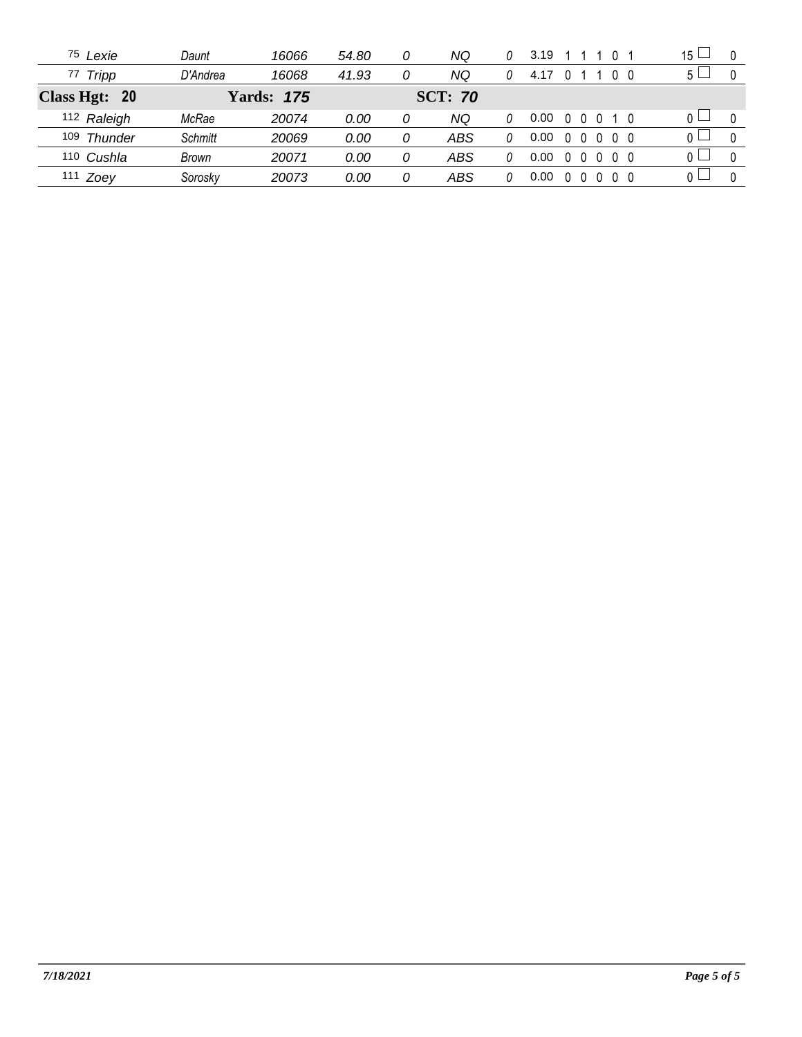| | | | | | | | | | | | | | | | |
|---|---|---|---|---|---|---|---|---|---|---|---|---|---|---|---|
| 75 *Lexie* | *Daunt* | *16066* | *54.80* | *0* | *NQ* | *0* | 3.19 | 1 | 1 | 1 | 0 | 1 | 15 | ☐ | 0 |
| 77 *Tripp* | *D'Andrea* | *16068* | *41.93* | *0* | *NQ* | *0* | 4.17 | 0 | 1 | 1 | 0 | 0 | 5 | ☐ | 0 |
| **Class Hgt: 20** | | **Yards: *175*** | | | **SCT: *70*** | | | | | | | | | | |
| 112 *Raleigh* | *McRae* | *20074* | *0.00* | *0* | *NQ* | *0* | 0.00 | 0 | 0 | 0 | 1 | 0 | 0 | ☐ | 0 |
| 109 *Thunder* | *Schmitt* | *20069* | *0.00* | *0* | *ABS* | *0* | 0.00 | 0 | 0 | 0 | 0 | 0 | 0 | ☐ | 0 |
| 110 *Cushla* | *Brown* | *20071* | *0.00* | *0* | *ABS* | *0* | 0.00 | 0 | 0 | 0 | 0 | 0 | 0 | ☐ | 0 |
| 111 *Zoey* | *Sorosky* | *20073* | *0.00* | *0* | *ABS* | *0* | 0.00 | 0 | 0 | 0 | 0 | 0 | 0 | ☐ | 0 |

*7/18/2021*